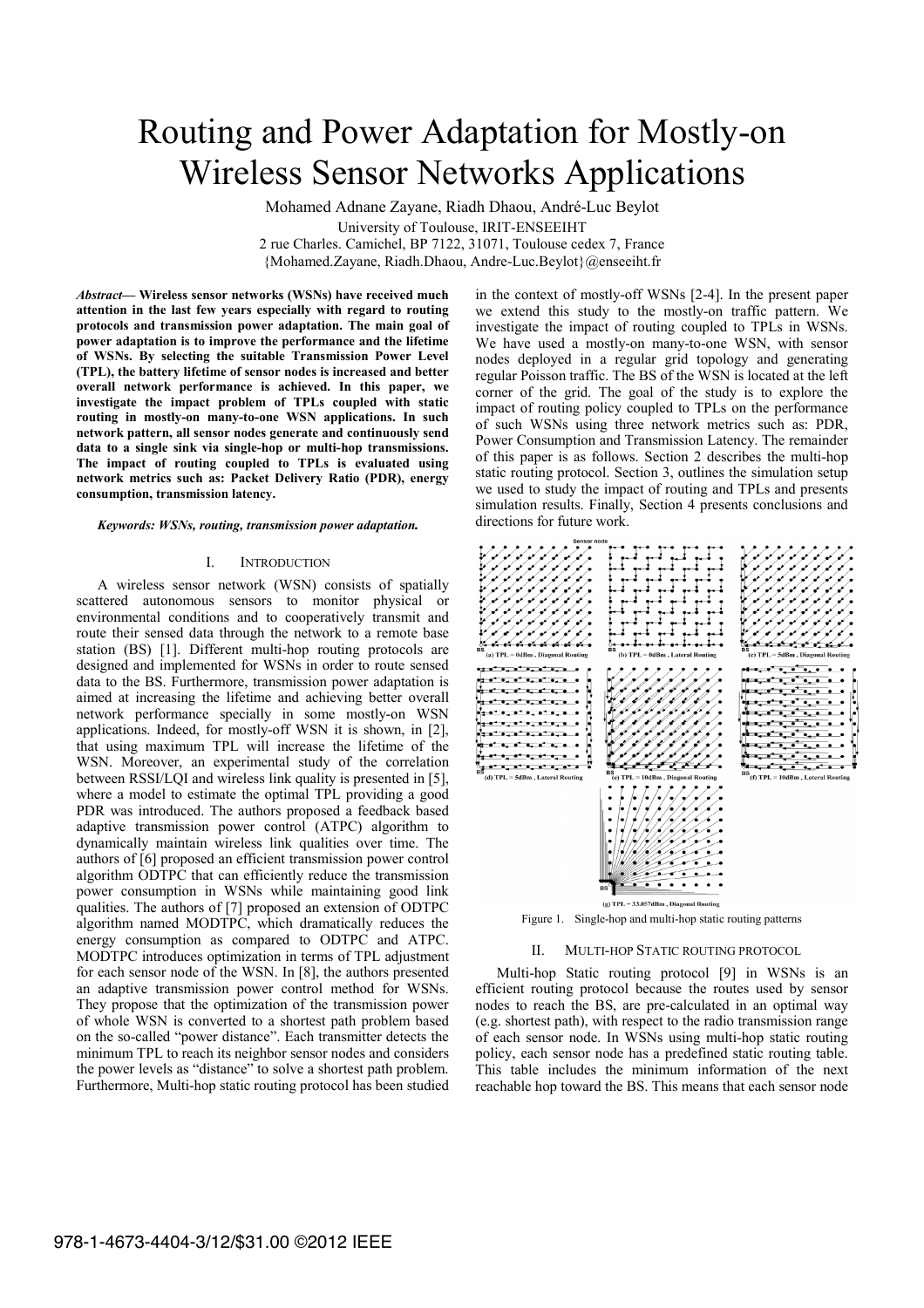# Routing and Power Adaptation for Mostly-on Wireless Sensor Networks Applications

Mohamed Adnane Zayane, Riadh Dhaou, André-Luc Beylot

University of Toulouse, IRIT-ENSEEIHT

2 rue Charles. Camichel, BP 7122, 31071, Toulouse cedex 7, France

{Mohamed.Zayane, Riadh.Dhaou, Andre-Luc.Beylot}@enseeiht.fr

***Abstract*— Wireless sensor networks (WSNs) have received much attention in the last few years especially with regard to routing protocols and transmission power adaptation. The main goal of power adaptation is to improve the performance and the lifetime of WSNs. By selecting the suitable Transmission Power Level (TPL), the battery lifetime of sensor nodes is increased and better overall network performance is achieved. In this paper, we investigate the impact problem of TPLs coupled with static routing in mostly-on many-to-one WSN applications. In such network pattern, all sensor nodes generate and continuously send data to a single sink via single-hop or multi-hop transmissions. The impact of routing coupled to TPLs is evaluated using network metrics such as: Packet Delivery Ratio (PDR), energy consumption, transmission latency.**

***Keywords: WSNs, routing, transmission power adaptation.***

## I. Introduction

A wireless sensor network (WSN) consists of spatially scattered autonomous sensors to monitor physical or environmental conditions and to cooperatively transmit and route their sensed data through the network to a remote base station (BS) [1]. Different multi-hop routing protocols are designed and implemented for WSNs in order to route sensed data to the BS. Furthermore, transmission power adaptation is aimed at increasing the lifetime and achieving better overall network performance specially in some mostly-on WSN applications. Indeed, for mostly-off WSN it is shown, in [2], that using maximum TPL will increase the lifetime of the WSN. Moreover, an experimental study of the correlation between RSSI/LQI and wireless link quality is presented in [5], where a model to estimate the optimal TPL providing a good PDR was introduced. The authors proposed a feedback based adaptive transmission power control (ATPC) algorithm to dynamically maintain wireless link qualities over time. The authors of [6] proposed an efficient transmission power control algorithm ODTPC that can efficiently reduce the transmission power consumption in WSNs while maintaining good link qualities. The authors of [7] proposed an extension of ODTPC algorithm named MODTPC, which dramatically reduces the energy consumption as compared to ODTPC and ATPC. MODTPC introduces optimization in terms of TPL adjustment for each sensor node of the WSN. In [8], the authors presented an adaptive transmission power control method for WSNs. They propose that the optimization of the transmission power of whole WSN is converted to a shortest path problem based on the so-called "power distance". Each transmitter detects the minimum TPL to reach its neighbor sensor nodes and considers the power levels as "distance" to solve a shortest path problem. Furthermore, Multi-hop static routing protocol has been studied in the context of mostly-off WSNs [2-4]. In the present paper we extend this study to the mostly-on traffic pattern. We investigate the impact of routing coupled to TPLs in WSNs. We have used a mostly-on many-to-one WSN, with sensor nodes deployed in a regular grid topology and generating regular Poisson traffic. The BS of the WSN is located at the left corner of the grid. The goal of the study is to explore the impact of routing policy coupled to TPLs on the performance of such WSNs using three network metrics such as: PDR, Power Consumption and Transmission Latency. The remainder of this paper is as follows. Section 2 describes the multi-hop static routing protocol. Section 3, outlines the simulation setup we used to study the impact of routing and TPLs and presents simulation results. Finally, Section 4 presents conclusions and directions for future work.

(a) TPL = 0dBm , Diagonal Routing; (b) TPL = 0dBm , Lateral Routing; (c) TPL = 5dBm , Diagonal Routing; (d) TPL = 5dBm , Lateral Routing; (e) TPL = 10dBm , Diagonal Routing; (f) TPL = 10dBm , Lateral Routing; (g) TPL = 33.057dBm , Diagonal Routing

Figure 1. Single-hop and multi-hop static routing patterns

## II. Multi-hop Static routing protocol

Multi-hop Static routing protocol [9] in WSNs is an efficient routing protocol because the routes used by sensor nodes to reach the BS, are pre-calculated in an optimal way (e.g. shortest path), with respect to the radio transmission range of each sensor node. In WSNs using multi-hop static routing policy, each sensor node has a predefined static routing table. This table includes the minimum information of the next reachable hop toward the BS. This means that each sensor node

978-1-4673-4404-3/12/$31.00 ©2012 IEEE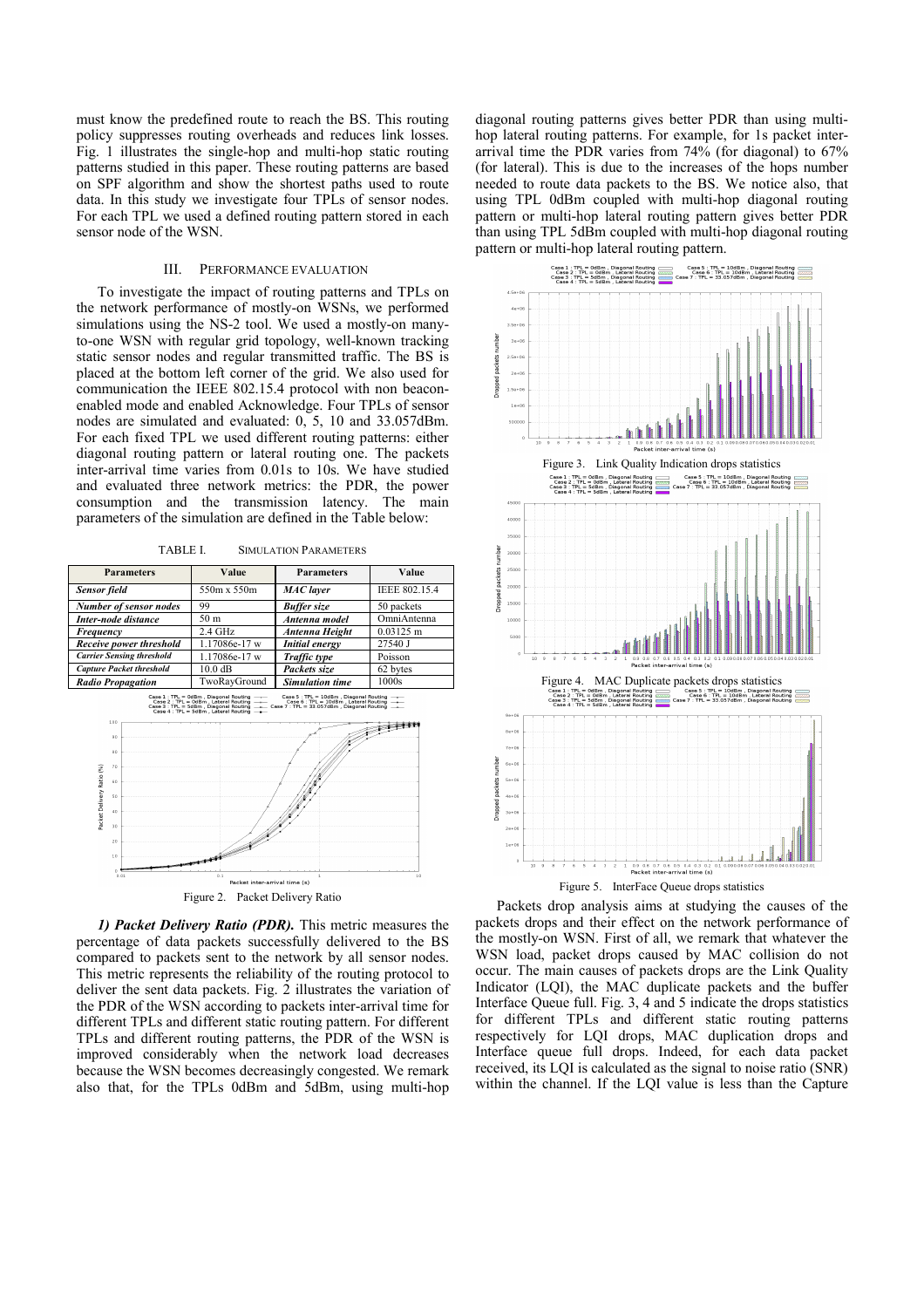must know the predefined route to reach the BS. This routing policy suppresses routing overheads and reduces link losses. Fig. 1 illustrates the single-hop and multi-hop static routing patterns studied in this paper. These routing patterns are based on SPF algorithm and show the shortest paths used to route data. In this study we investigate four TPLs of sensor nodes. For each TPL we used a defined routing pattern stored in each sensor node of the WSN.

## III. PERFORMANCE EVALUATION

To investigate the impact of routing patterns and TPLs on the network performance of mostly-on WSNs, we performed simulations using the NS-2 tool. We used a mostly-on many-to-one WSN with regular grid topology, well-known tracking static sensor nodes and regular transmitted traffic. The BS is placed at the bottom left corner of the grid. We also used for communication the IEEE 802.15.4 protocol with non beacon-enabled mode and enabled Acknowledge. Four TPLs of sensor nodes are simulated and evaluated: 0, 5, 10 and 33.057dBm. For each fixed TPL we used different routing patterns: either diagonal routing pattern or lateral routing one. The packets inter-arrival time varies from 0.01s to 10s. We have studied and evaluated three network metrics: the PDR, the power consumption and the transmission latency. The main parameters of the simulation are defined in the Table below:

TABLE I. SIMULATION PARAMETERS

| Parameters | Value | Parameters | Value |
|---|---|---|---|
| *Sensor field* | 550m x 550m | *MAC layer* | IEEE 802.15.4 |
| *Number of sensor nodes* | 99 | *Buffer size* | 50 packets |
| *Inter-node distance* | 50 m | *Antenna model* | OmniAntenna |
| *Frequency* | 2.4 GHz | *Antenna Height* | 0.03125 m |
| *Receive power threshold* | 1.17086e-17 w | *Initial energy* | 27540 J |
| *Carrier Sensing threshold* | 1.17086e-17 w | *Traffic type* | Poisson |
| *Capture Packet threshold* | 10.0 dB | *Packets size* | 62 bytes |
| *Radio Propagation* | TwoRayGround | *Simulation time* | 1000s |

Figure 2. Packet Delivery Ratio

***1) Packet Delivery Ratio (PDR).*** This metric measures the percentage of data packets successfully delivered to the BS compared to packets sent to the network by all sensor nodes. This metric represents the reliability of the routing protocol to deliver the sent data packets. Fig. 2 illustrates the variation of the PDR of the WSN according to packets inter-arrival time for different TPLs and different static routing pattern. For different TPLs and different routing patterns, the PDR of the WSN is improved considerably when the network load decreases because the WSN becomes decreasingly congested. We remark also that, for the TPLs 0dBm and 5dBm, using multi-hop diagonal routing patterns gives better PDR than using multi-hop lateral routing patterns. For example, for 1s packet inter-arrival time the PDR varies from 74% (for diagonal) to 67% (for lateral). This is due to the increases of the hops number needed to route data packets to the BS. We notice also, that using TPL 0dBm coupled with multi-hop diagonal routing pattern or multi-hop lateral routing pattern gives better PDR than using TPL 5dBm coupled with multi-hop diagonal routing pattern or multi-hop lateral routing pattern.

Figure 3. Link Quality Indication drops statistics

Figure 4. MAC Duplicate packets drops statistics

Figure 5. InterFace Queue drops statistics

Packets drop analysis aims at studying the causes of the packets drops and their effect on the network performance of the mostly-on WSN. First of all, we remark that whatever the WSN load, packet drops caused by MAC collision do not occur. The main causes of packets drops are the Link Quality Indicator (LQI), the MAC duplicate packets and the buffer Interface Queue full. Fig. 3, 4 and 5 indicate the drops statistics for different TPLs and different static routing patterns respectively for LQI drops, MAC duplication drops and Interface queue full drops. Indeed, for each data packet received, its LQI is calculated as the signal to noise ratio (SNR) within the channel. If the LQI value is less than the Capture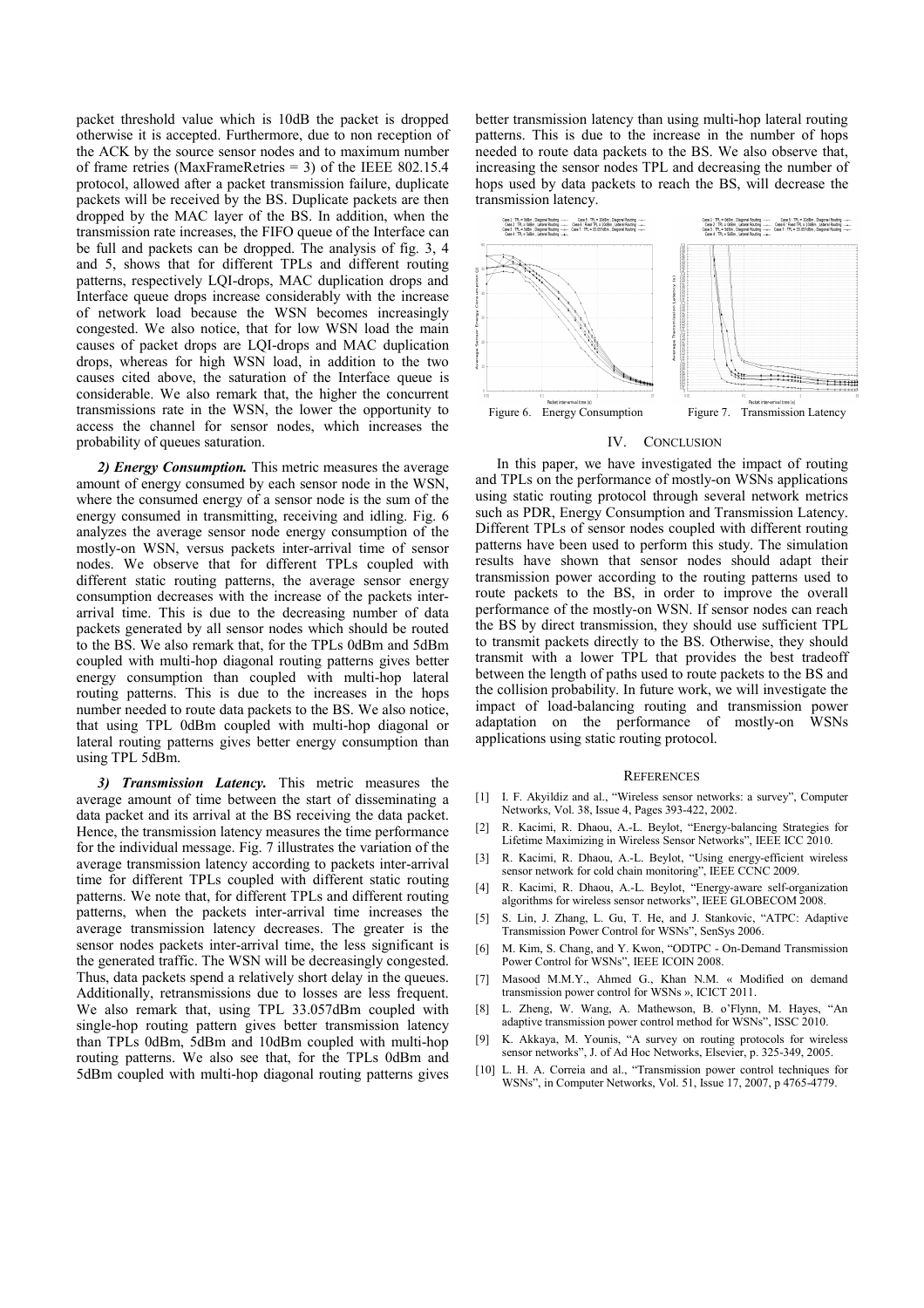packet threshold value which is 10dB the packet is dropped otherwise it is accepted. Furthermore, due to non reception of the ACK by the source sensor nodes and to maximum number of frame retries (MaxFrameRetries = 3) of the IEEE 802.15.4 protocol, allowed after a packet transmission failure, duplicate packets will be received by the BS. Duplicate packets are then dropped by the MAC layer of the BS. In addition, when the transmission rate increases, the FIFO queue of the Interface can be full and packets can be dropped. The analysis of fig. 3, 4 and 5, shows that for different TPLs and different routing patterns, respectively LQI-drops, MAC duplication drops and Interface queue drops increase considerably with the increase of network load because the WSN becomes increasingly congested. We also notice, that for low WSN load the main causes of packet drops are LQI-drops and MAC duplication drops, whereas for high WSN load, in addition to the two causes cited above, the saturation of the Interface queue is considerable. We also remark that, the higher the concurrent transmissions rate in the WSN, the lower the opportunity to access the channel for sensor nodes, which increases the probability of queues saturation.

*2) **Energy Consumption.*** This metric measures the average amount of energy consumed by each sensor node in the WSN, where the consumed energy of a sensor node is the sum of the energy consumed in transmitting, receiving and idling. Fig. 6 analyzes the average sensor node energy consumption of the mostly-on WSN, versus packets inter-arrival time of sensor nodes. We observe that for different TPLs coupled with different static routing patterns, the average sensor energy consumption decreases with the increase of the packets inter-arrival time. This is due to the decreasing number of data packets generated by all sensor nodes which should be routed to the BS. We also remark that, for the TPLs 0dBm and 5dBm coupled with multi-hop diagonal routing patterns gives better energy consumption than coupled with multi-hop lateral routing patterns. This is due to the increases in the hops number needed to route data packets to the BS. We also notice, that using TPL 0dBm coupled with multi-hop diagonal or lateral routing patterns gives better energy consumption than using TPL 5dBm.

*3) **Transmission Latency.*** This metric measures the average amount of time between the start of disseminating a data packet and its arrival at the BS receiving the data packet. Hence, the transmission latency measures the time performance for the individual message. Fig. 7 illustrates the variation of the average transmission latency according to packets inter-arrival time for different TPLs coupled with different static routing patterns. We note that, for different TPLs and different routing patterns, when the packets inter-arrival time increases the average transmission latency decreases. The greater is the sensor nodes packets inter-arrival time, the less significant is the generated traffic. The WSN will be decreasingly congested. Thus, data packets spend a relatively short delay in the queues. Additionally, retransmissions due to losses are less frequent. We also remark that, using TPL 33.057dBm coupled with single-hop routing pattern gives better transmission latency than TPLs 0dBm, 5dBm and 10dBm coupled with multi-hop routing patterns. We also see that, for the TPLs 0dBm and 5dBm coupled with multi-hop diagonal routing patterns gives better transmission latency than using multi-hop lateral routing patterns. This is due to the increase in the number of hops needed to route data packets to the BS. We also observe that, increasing the sensor nodes TPL and decreasing the number of hops used by data packets to reach the BS, will decrease the transmission latency.

Figure 6. Energy Consumption

Figure 7. Transmission Latency

## IV. Conclusion

In this paper, we have investigated the impact of routing and TPLs on the performance of mostly-on WSNs applications using static routing protocol through several network metrics such as PDR, Energy Consumption and Transmission Latency. Different TPLs of sensor nodes coupled with different routing patterns have been used to perform this study. The simulation results have shown that sensor nodes should adapt their transmission power according to the routing patterns used to route packets to the BS, in order to improve the overall performance of the mostly-on WSN. If sensor nodes can reach the BS by direct transmission, they should use sufficient TPL to transmit packets directly to the BS. Otherwise, they should transmit with a lower TPL that provides the best tradeoff between the length of paths used to route packets to the BS and the collision probability. In future work, we will investigate the impact of load-balancing routing and transmission power adaptation on the performance of mostly-on WSNs applications using static routing protocol.

## References

[1] I. F. Akyildiz and al., "Wireless sensor networks: a survey", Computer Networks, Vol. 38, Issue 4, Pages 393-422, 2002.

[2] R. Kacimi, R. Dhaou, A.-L. Beylot, "Energy-balancing Strategies for Lifetime Maximizing in Wireless Sensor Networks", IEEE ICC 2010.

[3] R. Kacimi, R. Dhaou, A.-L. Beylot, "Using energy-efficient wireless sensor network for cold chain monitoring", IEEE CCNC 2009.

[4] R. Kacimi, R. Dhaou, A.-L. Beylot, "Energy-aware self-organization algorithms for wireless sensor networks", IEEE GLOBECOM 2008.

[5] S. Lin, J. Zhang, L. Gu, T. He, and J. Stankovic, "ATPC: Adaptive Transmission Power Control for WSNs", SenSys 2006.

[6] M. Kim, S. Chang, and Y. Kwon, "ODTPC - On-Demand Transmission Power Control for WSNs", IEEE ICOIN 2008.

[7] Masood M.M.Y., Ahmed G., Khan N.M. « Modified on demand transmission power control for WSNs », ICICT 2011.

[8] L. Zheng, W. Wang, A. Mathewson, B. o'Flynn, M. Hayes, "An adaptive transmission power control method for WSNs", ISSC 2010.

[9] K. Akkaya, M. Younis, "A survey on routing protocols for wireless sensor networks", J. of Ad Hoc Networks, Elsevier, p. 325-349, 2005.

[10] L. H. A. Correia and al., "Transmission power control techniques for WSNs", in Computer Networks, Vol. 51, Issue 17, 2007, p 4765-4779.